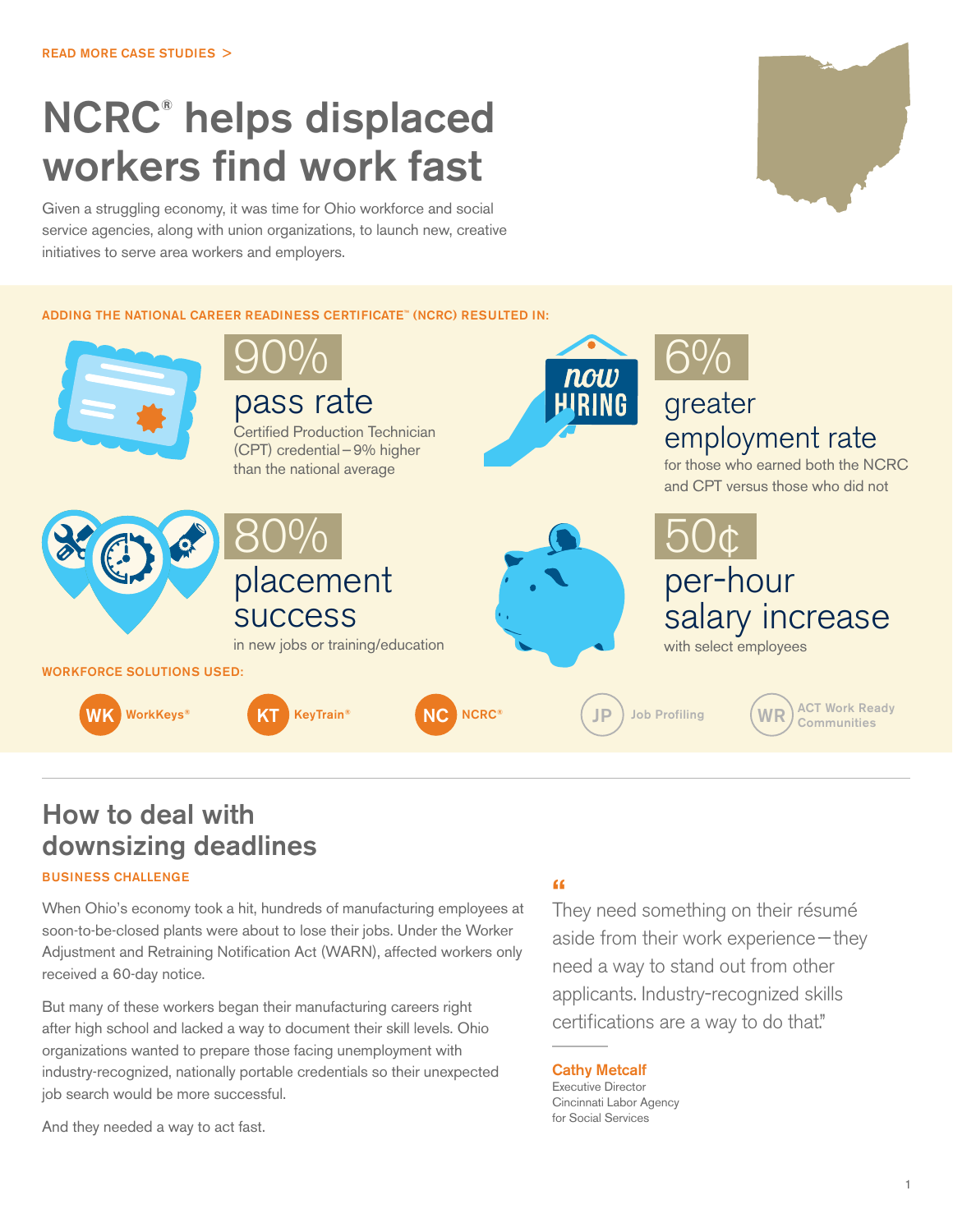READ MORE CASE STUDIES >

# NCRC® helps displaced workers find work fast

Given a struggling economy, it was time for Ohio workforce and social service agencies, along with union organizations, to launch new, creative initiatives to serve area workers and employers.

ADDING THE NATIONAL CAREER READINESS CERTIFICATE™ (NCRC) RESULTED IN:

**90%**
pass rate
Certified Production Technician (CPT) credential—9% higher than the national average

**6%**
greater employment rate
for those who earned both the NCRC and CPT versus those who did not

**80%**
placement success
in new jobs or training/education

**50¢**
per-hour salary increase
with select employees

WORKFORCE SOLUTIONS USED:

- WK WorkKeys®
- KT KeyTrain®
- NC NCRC®
- JP Job Profiling
- WR ACT Work Ready Communities

## How to deal with downsizing deadlines

BUSINESS CHALLENGE

When Ohio's economy took a hit, hundreds of manufacturing employees at soon-to-be-closed plants were about to lose their jobs. Under the Worker Adjustment and Retraining Notification Act (WARN), affected workers only received a 60-day notice.

But many of these workers began their manufacturing careers right after high school and lacked a way to document their skill levels. Ohio organizations wanted to prepare those facing unemployment with industry-recognized, nationally portable credentials so their unexpected job search would be more successful.

And they needed a way to act fast.

> "They need something on their résumé aside from their work experience—they need a way to stand out from other applicants. Industry-recognized skills certifications are a way to do that."
>
> **Cathy Metcalf**
> Executive Director
> Cincinnati Labor Agency for Social Services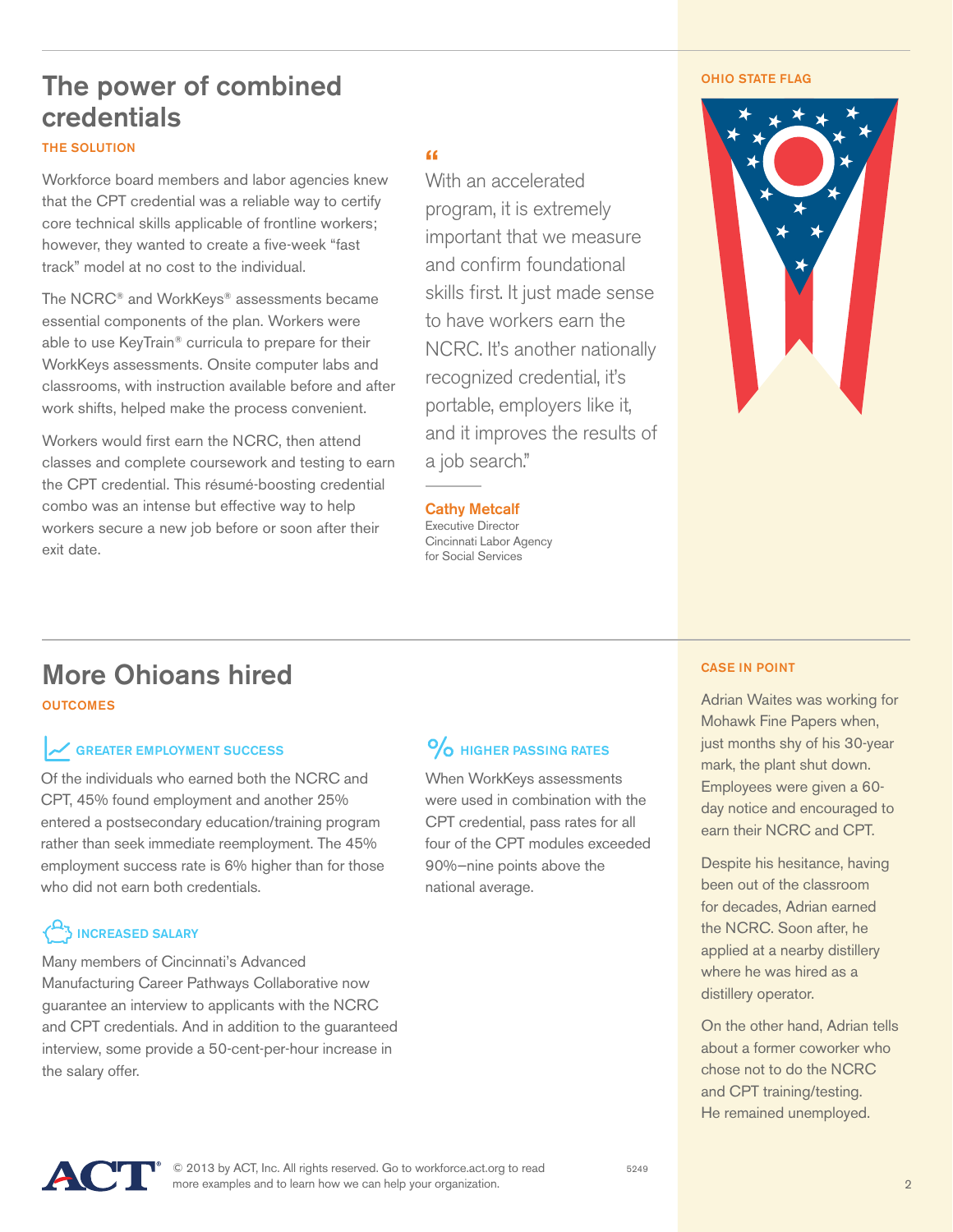## The power of combined credentials

THE SOLUTION

Workforce board members and labor agencies knew that the CPT credential was a reliable way to certify core technical skills applicable of frontline workers; however, they wanted to create a five-week "fast track" model at no cost to the individual.

The NCRC® and WorkKeys® assessments became essential components of the plan. Workers were able to use KeyTrain® curricula to prepare for their WorkKeys assessments. Onsite computer labs and classrooms, with instruction available before and after work shifts, helped make the process convenient.

Workers would first earn the NCRC, then attend classes and complete coursework and testing to earn the CPT credential. This résumé-boosting credential combo was an intense but effective way to help workers secure a new job before or soon after their exit date.

> "With an accelerated program, it is extremely important that we measure and confirm foundational skills first. It just made sense to have workers earn the NCRC. It's another nationally recognized credential, it's portable, employers like it, and it improves the results of a job search."
>
> **Cathy Metcalf**
> Executive Director
> Cincinnati Labor Agency for Social Services

OHIO STATE FLAG

## More Ohioans hired

OUTCOMES

### GREATER EMPLOYMENT SUCCESS

Of the individuals who earned both the NCRC and CPT, 45% found employment and another 25% entered a postsecondary education/training program rather than seek immediate reemployment. The 45% employment success rate is 6% higher than for those who did not earn both credentials.

### INCREASED SALARY

Many members of Cincinnati's Advanced Manufacturing Career Pathways Collaborative now guarantee an interview to applicants with the NCRC and CPT credentials. And in addition to the guaranteed interview, some provide a 50-cent-per-hour increase in the salary offer.

### HIGHER PASSING RATES

When WorkKeys assessments were used in combination with the CPT credential, pass rates for all four of the CPT modules exceeded 90%—nine points above the national average.

### CASE IN POINT

Adrian Waites was working for Mohawk Fine Papers when, just months shy of his 30-year mark, the plant shut down. Employees were given a 60-day notice and encouraged to earn their NCRC and CPT.

Despite his hesitance, having been out of the classroom for decades, Adrian earned the NCRC. Soon after, he applied at a nearby distillery where he was hired as a distillery operator.

On the other hand, Adrian tells about a former coworker who chose not to do the NCRC and CPT training/testing. He remained unemployed.

© 2013 by ACT, Inc. All rights reserved. Go to workforce.act.org to read more examples and to learn how we can help your organization.

5249